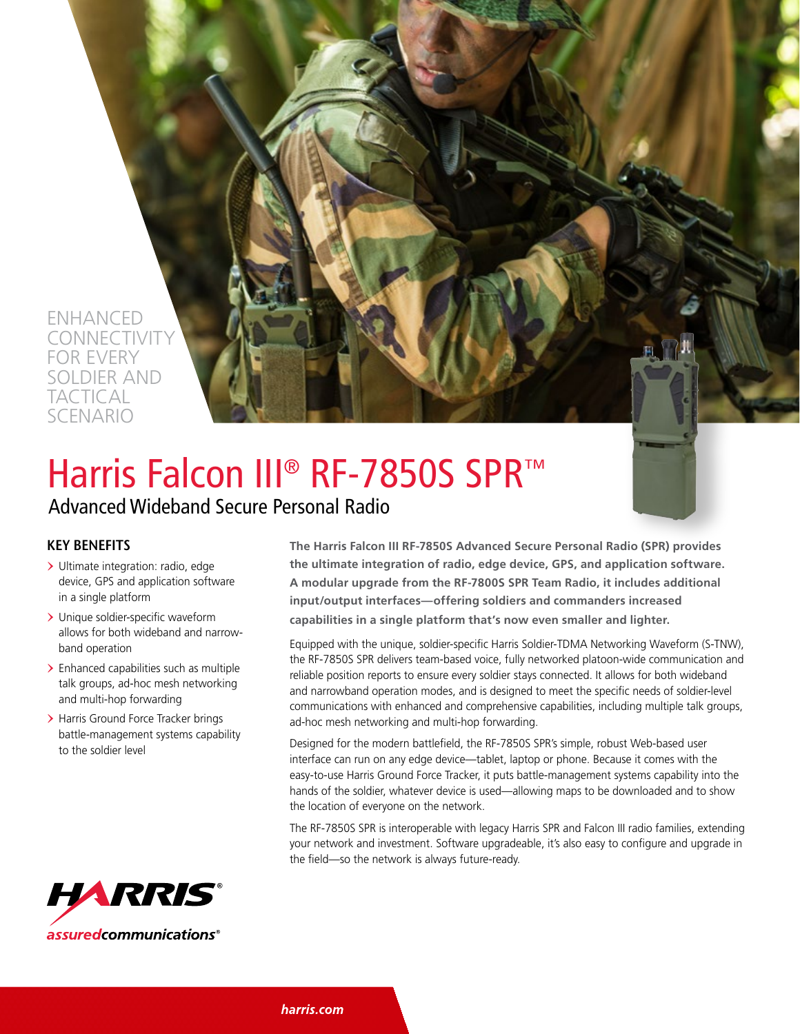ENHANCED CONNECTIVITY FOR EVERY SOLDIER AND TACTICAL SCENARIO

# Harris Falcon III® RF-7850S SPR™

## Advanced Wideband Secure Personal Radio

### KEY BENEFITS

- Ultimate integration: radio, edge device, GPS and application software in a single platform
- Unique soldier-specific waveform allows for both wideband and narrow-band operation
- Enhanced capabilities such as multiple talk groups, ad-hoc mesh networking and multi-hop forwarding
- Harris Ground Force Tracker brings battle-management systems capability to the soldier level

**The Harris Falcon III RF-7850S Advanced Secure Personal Radio (SPR) provides the ultimate integration of radio, edge device, GPS, and application software. A modular upgrade from the RF-7800S SPR Team Radio, it includes additional input/output interfaces—offering soldiers and commanders increased capabilities in a single platform that's now even smaller and lighter.**

Equipped with the unique, soldier-specific Harris Soldier-TDMA Networking Waveform (S-TNW), the RF-7850S SPR delivers team-based voice, fully networked platoon-wide communication and reliable position reports to ensure every soldier stays connected. It allows for both wideband and narrowband operation modes, and is designed to meet the specific needs of soldier-level communications with enhanced and comprehensive capabilities, including multiple talk groups, ad-hoc mesh networking and multi-hop forwarding.

Designed for the modern battlefield, the RF-7850S SPR's simple, robust Web-based user interface can run on any edge device—tablet, laptop or phone. Because it comes with the easy-to-use Harris Ground Force Tracker, it puts battle-management systems capability into the hands of the soldier, whatever device is used—allowing maps to be downloaded and to show the location of everyone on the network.

The RF-7850S SPR is interoperable with legacy Harris SPR and Falcon III radio families, extending your network and investment. Software upgradeable, it's also easy to configure and upgrade in the field—so the network is always future-ready.

HARRIS®
*assuredcommunications®*

harris.com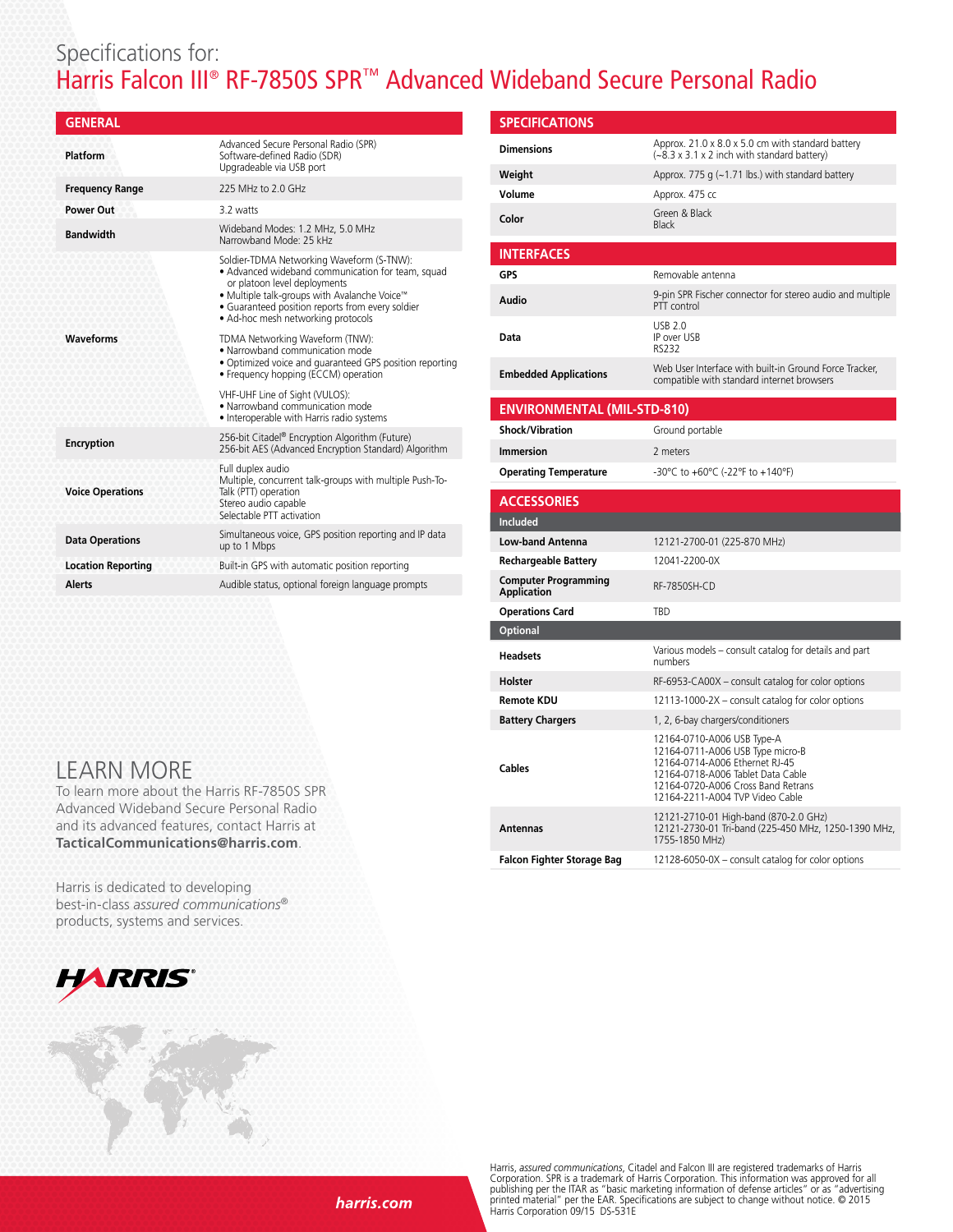Specifications for:

# Harris Falcon III® RF-7850S SPR™ Advanced Wideband Secure Personal Radio

## GENERAL

| | |
|---|---|
| **Platform** | Advanced Secure Personal Radio (SPR)<br>Software-defined Radio (SDR)<br>Upgradeable via USB port |
| **Frequency Range** | 225 MHz to 2.0 GHz |
| **Power Out** | 3.2 watts |
| **Bandwidth** | Wideband Modes: 1.2 MHz, 5.0 MHz<br>Narrowband Mode: 25 kHz |
| **Waveforms** | Soldier-TDMA Networking Waveform (S-TNW):<br>• Advanced wideband communication for team, squad or platoon level deployments<br>• Multiple talk-groups with Avalanche Voice™<br>• Guaranteed position reports from every soldier<br>• Ad-hoc mesh networking protocols<br><br>TDMA Networking Waveform (TNW):<br>• Narrowband communication mode<br>• Optimized voice and guaranteed GPS position reporting<br>• Frequency hopping (ECCM) operation<br><br>VHF-UHF Line of Sight (VULOS):<br>• Narrowband communication mode<br>• Interoperable with Harris radio systems |
| **Encryption** | 256-bit Citadel® Encryption Algorithm (Future)<br>256-bit AES (Advanced Encryption Standard) Algorithm |
| **Voice Operations** | Full duplex audio<br>Multiple, concurrent talk-groups with multiple Push-To-Talk (PTT) operation<br>Stereo audio capable<br>Selectable PTT activation |
| **Data Operations** | Simultaneous voice, GPS position reporting and IP data up to 1 Mbps |
| **Location Reporting** | Built-in GPS with automatic position reporting |
| **Alerts** | Audible status, optional foreign language prompts |

## SPECIFICATIONS

| | |
|---|---|
| **Dimensions** | Approx. 21.0 x 8.0 x 5.0 cm with standard battery (~8.3 x 3.1 x 2 inch with standard battery) |
| **Weight** | Approx. 775 g (~1.71 lbs.) with standard battery |
| **Volume** | Approx. 475 cc |
| **Color** | Green & Black<br>Black |

## INTERFACES

| | |
|---|---|
| **GPS** | Removable antenna |
| **Audio** | 9-pin SPR Fischer connector for stereo audio and multiple PTT control |
| **Data** | USB 2.0<br>IP over USB<br>RS232 |
| **Embedded Applications** | Web User Interface with built-in Ground Force Tracker, compatible with standard internet browsers |

## ENVIRONMENTAL (MIL-STD-810)

| | |
|---|---|
| **Shock/Vibration** | Ground portable |
| **Immersion** | 2 meters |
| **Operating Temperature** | -30°C to +60°C (-22°F to +140°F) |

## ACCESSORIES

| | |
|---|---|
| **Included** | |
| **Low-band Antenna** | 12121-2700-01 (225-870 MHz) |
| **Rechargeable Battery** | 12041-2200-0X |
| **Computer Programming Application** | RF-7850SH-CD |
| **Operations Card** | TBD |
| **Optional** | |
| **Headsets** | Various models – consult catalog for details and part numbers |
| **Holster** | RF-6953-CA00X – consult catalog for color options |
| **Remote KDU** | 12113-1000-2X – consult catalog for color options |
| **Battery Chargers** | 1, 2, 6-bay chargers/conditioners |
| **Cables** | 12164-0710-A006 USB Type-A<br>12164-0711-A006 USB Type micro-B<br>12164-0714-A006 Ethernet RJ-45<br>12164-0718-A006 Tablet Data Cable<br>12164-0720-A006 Cross Band Retrans<br>12164-2211-A004 TVP Video Cable |
| **Antennas** | 12121-2710-01 High-band (870-2.0 GHz)<br>12121-2730-01 Tri-band (225-450 MHz, 1250-1390 MHz, 1755-1850 MHz) |
| **Falcon Fighter Storage Bag** | 12128-6050-0X – consult catalog for color options |

## LEARN MORE

To learn more about the Harris RF-7850S SPR Advanced Wideband Secure Personal Radio and its advanced features, contact Harris at **TacticalCommunications@harris.com**.

Harris is dedicated to developing best-in-class *assured communications*® products, systems and services.

HARRIS®

**harris.com**

Harris, *assured communications*, Citadel and Falcon III are registered trademarks of Harris Corporation. SPR is a trademark of Harris Corporation. This information was approved for all publishing per the ITAR as "basic marketing information of defense articles" or as "advertising printed material" per the EAR. Specifications are subject to change without notice. © 2015 Harris Corporation 09/15 DS-531E